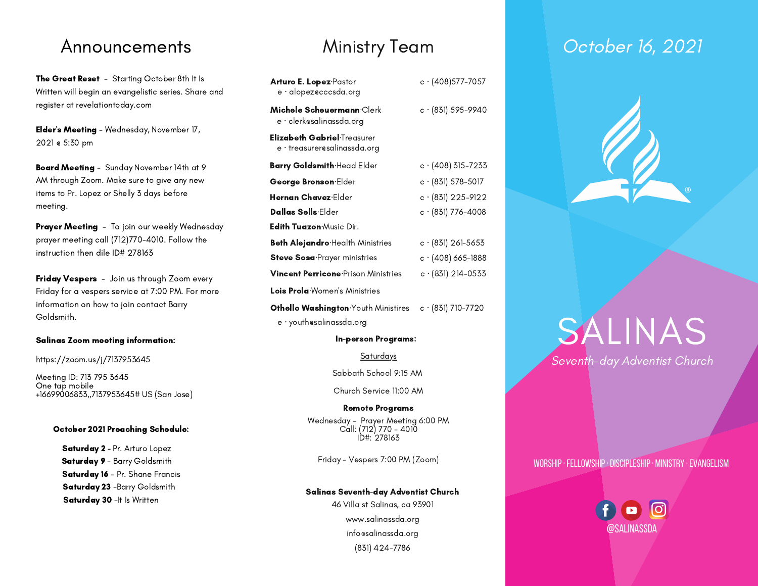# Announcements

**The Great Reset** - Starting October 8th It Is Written will begin an evangelistic series. Share and register at revelationtoday.com

**Elder's Meeting** - Wednesday, November 17, 2021 @ 5:30 pm

**Board Meeting** - Sunday November 14th at 9 AM through Zoom. Make sure to give any new items to Pr. Lopez or Shelly 3 days before meeting.

**Prayer Meeting** - To join our weekly Wednesday prayer meeting call (712)770-4010. Follow the instruction then dile ID# 278163

**Friday Vespers** - Join us through Zoom every Friday for a vespers service at 7:00 PM. For more information on how to join contact Barry Goldsmith.

**Salinas Zoom meeting information:**

https://zoom.us/j/7137953645

Meeting ID: 713 795 3645
One tap mobile
+16699006833,,7137953645# US (San Jose)

**October 2021 Preaching Schedule:**

**Saturday 2** - Pr. Arturo Lopez
**Saturday 9** - Barry Goldsmith
**Saturday 16** - Pr. Shane Francis
**Saturday 23** -Barry Goldsmith
**Saturday 30** -It Is Written

# Ministry Team

**Arturo E. Lopez**·Pastor c · (408)577-7057
e · alopez@cccsda.org

**Michele Scheuermann**·Clerk c · (831) 595-9940
e · clerk@salinassda.org

**Elizabeth Gabriel**·Treasurer
e · treasurer@salinassda.org

**Barry Goldsmith**·Head Elder c · (408) 315-7233

**George Bronson**·Elder c · (831) 578-5017

**Hernan Chavez**·Elder c · (831) 225-9122

**Dallas Sells**·Elder c · (831) 776-4008

**Edith Tuazon**·Music Dir.

**Beth Alejandro**·Health Ministries c · (831) 261-5653

**Steve Sosa**·Prayer ministries c · (408) 665-1888

**Vincent Perricone**·Prison Ministries c · (831) 214-0533

**Lois Prola**·Women's Ministries

**Othello Washington**·Youth Ministires c · (831) 710-7720
e · youth@salinassda.org

**In-person Programs:**

Saturdays

Sabbath School 9:15 AM

Church Service 11:00 AM

**Remote Programs**

Wednesday - Prayer Meeting 6:00 PM
Call: (712) 770 - 4010
ID#: 278163

Friday - Vespers 7:00 PM (Zoom)

**Salinas Seventh-day Adventist Church**
46 Villa st Salinas, ca 93901
www.salinassda.org
info@salinassda.org
(831) 424-7786

*October 16, 2021*

# SALINAS

*Seventh-day Adventist Church*

WORSHIP · FELLOWSHIP · DISCIPLESHIP · MINISTRY · EVANGELISM

@SALINASSDA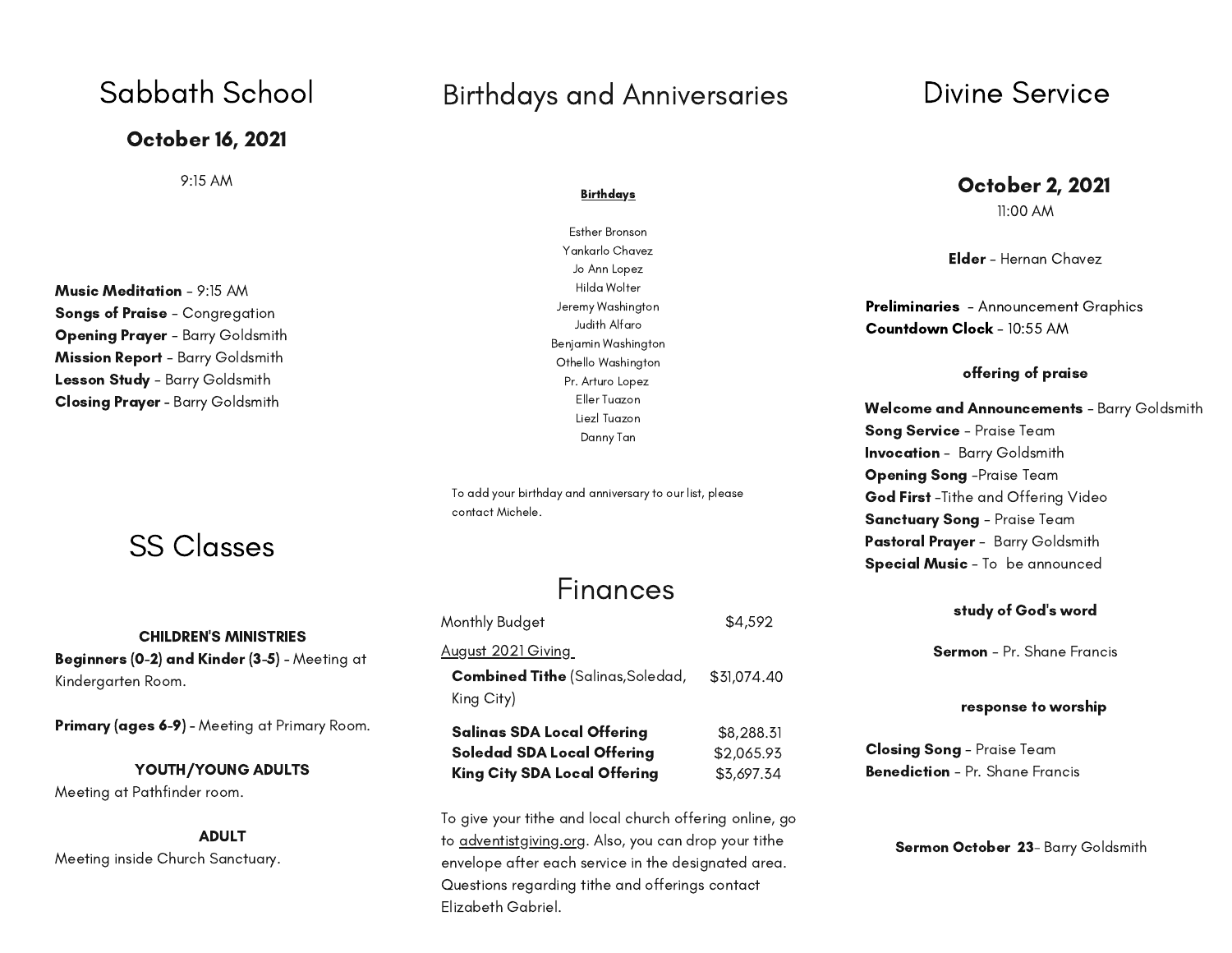# Sabbath School

**October 16, 2021**

9:15 AM

**Music Meditation** – 9:15 AM
**Songs of Praise** – Congregation
**Opening Prayer** – Barry Goldsmith
**Mission Report** – Barry Goldsmith
**Lesson Study** – Barry Goldsmith
**Closing Prayer** - Barry Goldsmith

# SS Classes

**CHILDREN'S MINISTRIES**

**Beginners (0-2) and Kinder (3-5)** - Meeting at Kindergarten Room.

**Primary (ages 6-9)** - Meeting at Primary Room.

**YOUTH/YOUNG ADULTS**

Meeting at Pathfinder room.

**ADULT**

Meeting inside Church Sanctuary.

# Birthdays and Anniversaries

**Birthdays**

Esther Bronson
Yankarlo Chavez
Jo Ann Lopez
Hilda Wolter
Jeremy Washington
Judith Alfaro
Benjamin Washington
Othello Washington
Pr. Arturo Lopez
Eller Tuazon
Liezl Tuazon
Danny Tan

To add your birthday and anniversary to our list, please contact Michele.

# Finances

| | |
|---|---|
| Monthly Budget | $4,592 |
| August 2021 Giving | |
| **Combined Tithe** (Salinas,Soledad, King City) | $31,074.40 |
| **Salinas SDA Local Offering** | $8,288.31 |
| **Soledad SDA Local Offering** | $2,065.93 |
| **King City SDA Local Offering** | $3,697.34 |

To give your tithe and local church offering online, go to adventistgiving.org. Also, you can drop your tithe envelope after each service in the designated area. Questions regarding tithe and offerings contact Elizabeth Gabriel.

# Divine Service

**October 2, 2021**

11:00 AM

**Elder** - Hernan Chavez

**Preliminaries** - Announcement Graphics
**Countdown Clock** - 10:55 AM

**offering of praise**

**Welcome and Announcements** – Barry Goldsmith
**Song Service** – Praise Team
**Invocation** – Barry Goldsmith
**Opening Song** –Praise Team
**God First** –Tithe and Offering Video
**Sanctuary Song** – Praise Team
**Pastoral Prayer** – Barry Goldsmith
**Special Music** – To be announced

**study of God's word**

**Sermon** – Pr. Shane Francis

**response to worship**

**Closing Song** – Praise Team
**Benediction** – Pr. Shane Francis

**Sermon October 23**– Barry Goldsmith